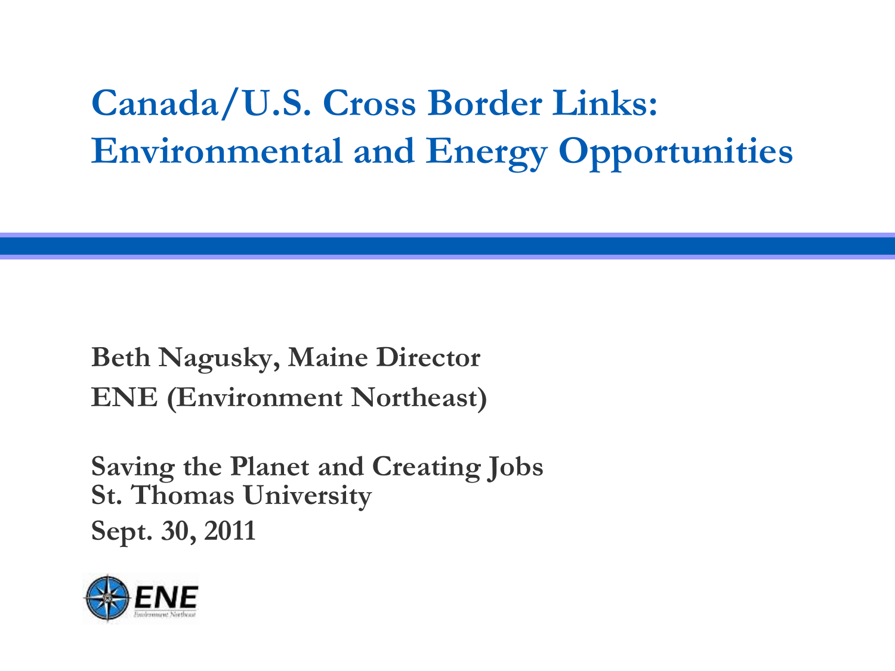# Canada/U.S. Cross Border Links: Environmental and Energy Opportunities

**Beth Nagusky, Maine Director**
**ENE (Environment Northeast)**

**Saving the Planet and Creating Jobs**
**St. Thomas University**
**Sept. 30, 2011**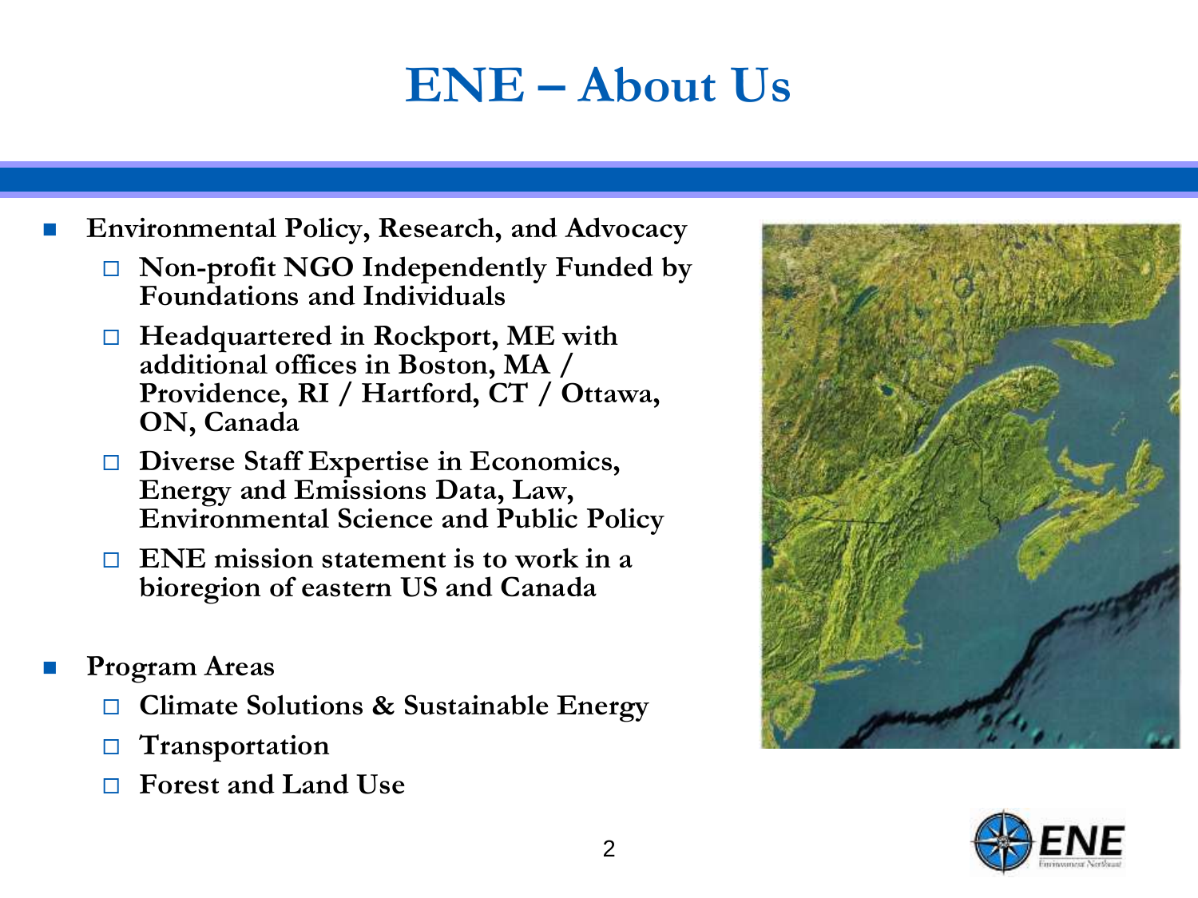# ENE – About Us

- **Environmental Policy, Research, and Advocacy**
  - **Non-profit NGO Independently Funded by Foundations and Individuals**
  - **Headquartered in Rockport, ME with additional offices in Boston, MA / Providence, RI / Hartford, CT / Ottawa, ON, Canada**
  - **Diverse Staff Expertise in Economics, Energy and Emissions Data, Law, Environmental Science and Public Policy**
  - **ENE mission statement is to work in a bioregion of eastern US and Canada**

- **Program Areas**
  - **Climate Solutions & Sustainable Energy**
  - **Transportation**
  - **Forest and Land Use**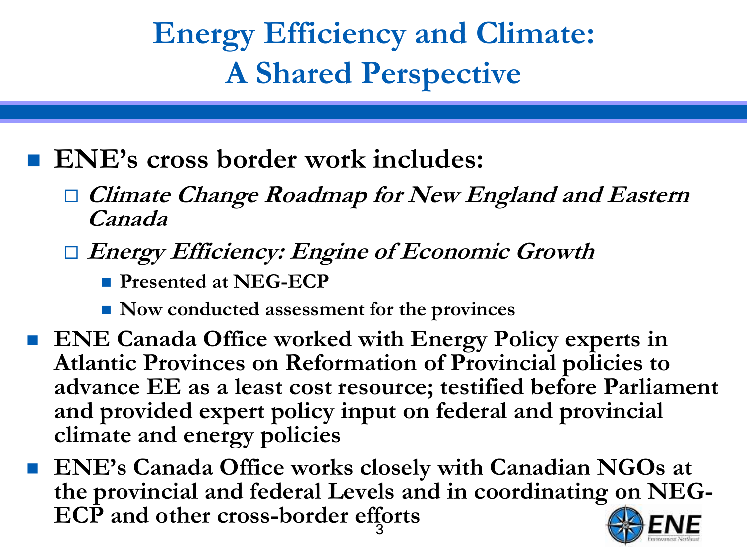# Energy Efficiency and Climate: A Shared Perspective

- **ENE's cross border work includes:**
  - ***Climate Change Roadmap for New England and Eastern Canada***
  - ***Energy Efficiency: Engine of Economic Growth***
    - **Presented at NEG-ECP**
    - **Now conducted assessment for the provinces**
- **ENE Canada Office worked with Energy Policy experts in Atlantic Provinces on Reformation of Provincial policies to advance EE as a least cost resource; testified before Parliament and provided expert policy input on federal and provincial climate and energy policies**
- **ENE's Canada Office works closely with Canadian NGOs at the provincial and federal Levels and in coordinating on NEG-ECP and other cross-border efforts**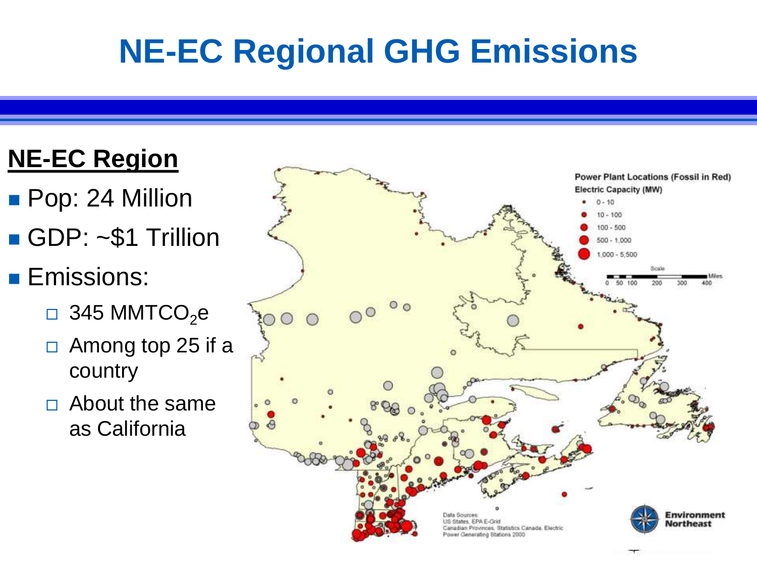# NE-EC Regional GHG Emissions

## NE-EC Region

- Pop: 24 Million
- GDP: ~$1 Trillion
- Emissions:
  - 345 $MMTCO_2e$
  - Among top 25 if a country
  - About the same as California

Power Plant Locations (Fossil in Red)

Electric Capacity (MW)

- 0 - 10
- 10 - 100
- 100 - 500
- 500 - 1,000
- 1,000 - 5,500

Scale: 0 50 100 200 300 400 Miles

Data Sources:
US States, EPA E-Grid
Canadian Provinces, Statistics Canada, Electric Power Generating Stations 2000

Environment Northeast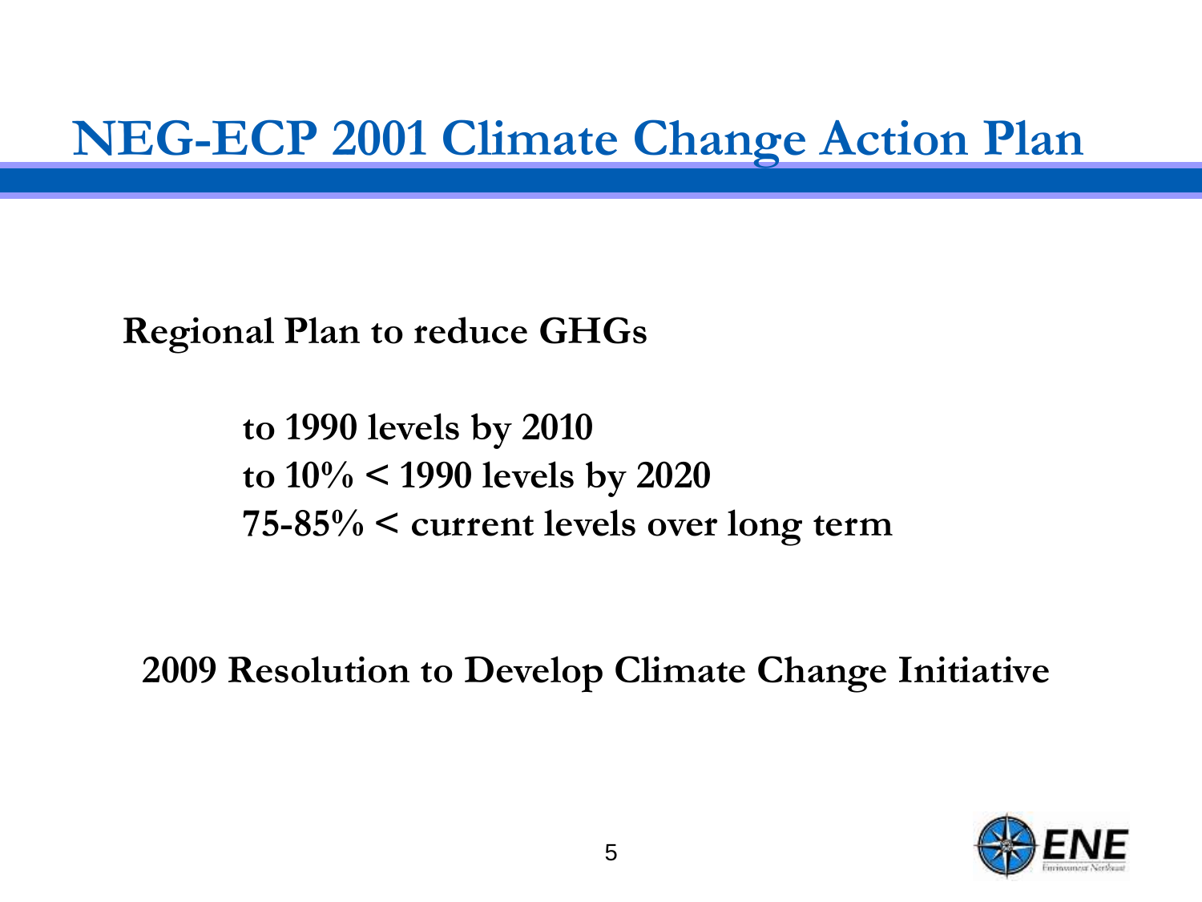# NEG-ECP 2001 Climate Change Action Plan

**Regional Plan to reduce GHGs**

**to 1990 levels by 2010**
**to 10% < 1990 levels by 2020**
**75-85% < current levels over long term**

**2009 Resolution to Develop Climate Change Initiative**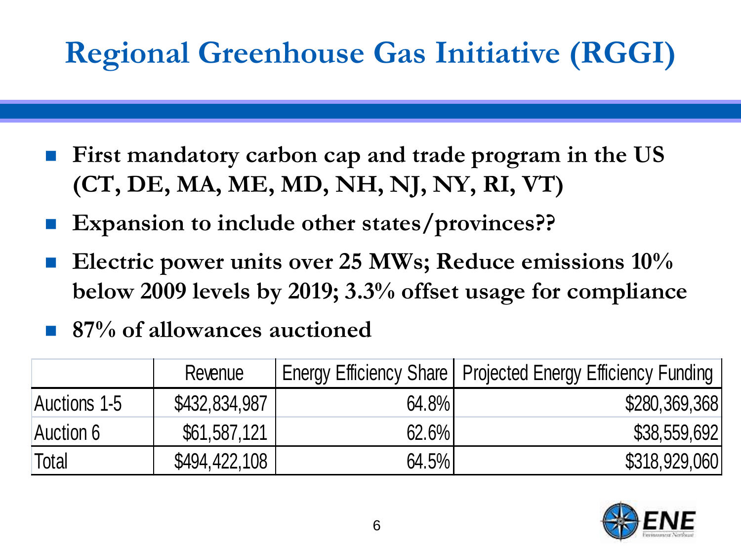# Regional Greenhouse Gas Initiative (RGGI)

- **First mandatory carbon cap and trade program in the US (CT, DE, MA, ME, MD, NH, NJ, NY, RI, VT)**
- **Expansion to include other states/provinces??**
- **Electric power units over 25 MWs; Reduce emissions 10% below 2009 levels by 2019; 3.3% offset usage for compliance**
- **87% of allowances auctioned**

| | Revenue | Energy Efficiency Share | Projected Energy Efficiency Funding |
|---|---|---|---|
| Auctions 1-5 | $432,834,987 | 64.8% | $280,369,368 |
| Auction 6 | $61,587,121 | 62.6% | $38,559,692 |
| Total | $494,422,108 | 64.5% | $318,929,060 |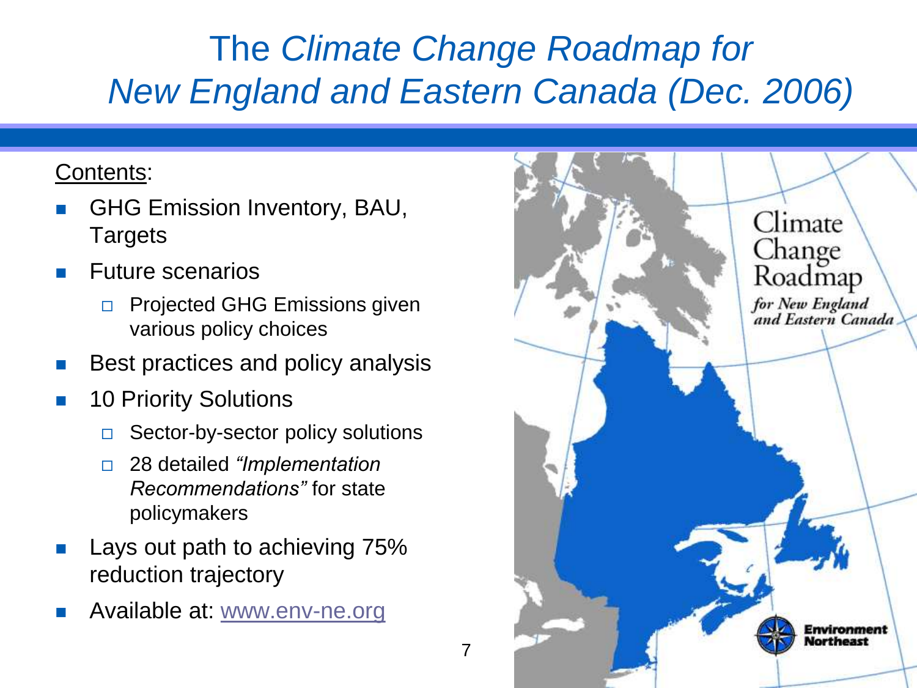# The *Climate Change Roadmap for New England and Eastern Canada (Dec. 2006)*

Contents:

- GHG Emission Inventory, BAU, Targets
- Future scenarios
  - Projected GHG Emissions given various policy choices
- Best practices and policy analysis
- 10 Priority Solutions
  - Sector-by-sector policy solutions
  - 28 detailed *"Implementation Recommendations"* for state policymakers
- Lays out path to achieving 75% reduction trajectory
- Available at: www.env-ne.org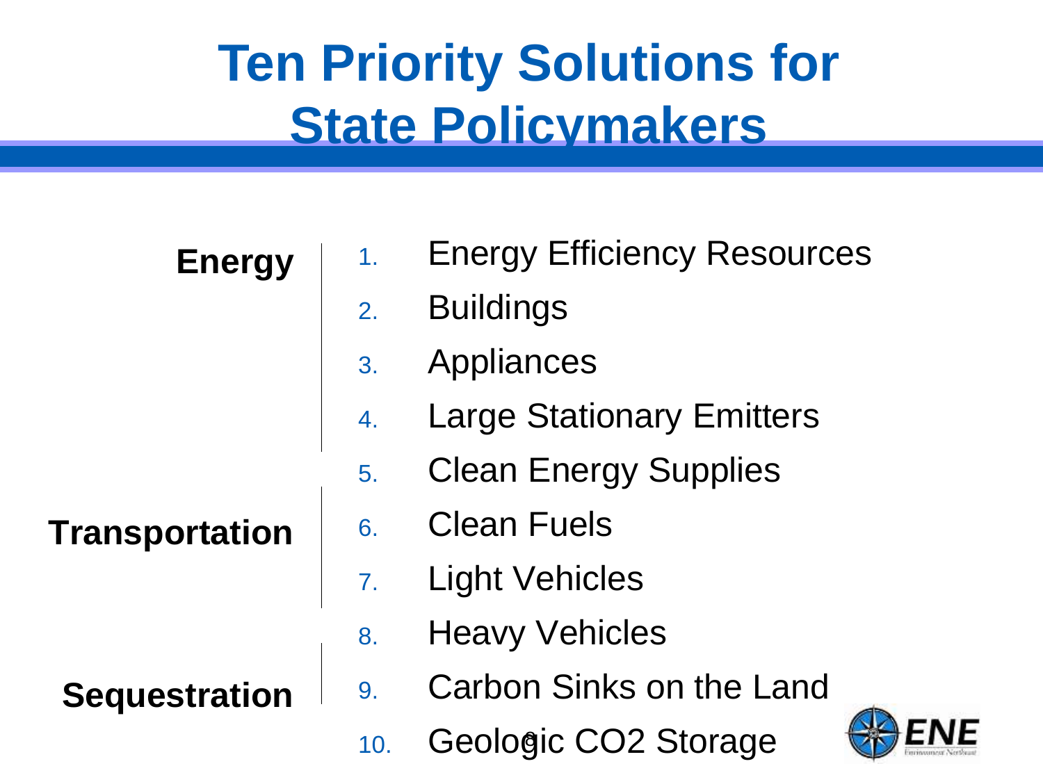# Ten Priority Solutions for State Policymakers

**Energy**

1. Energy Efficiency Resources
2. Buildings
3. Appliances
4. Large Stationary Emitters
5. Clean Energy Supplies

**Transportation**

6. Clean Fuels
7. Light Vehicles
8. Heavy Vehicles

**Sequestration**

9. Carbon Sinks on the Land
10. Geologic $CO_2$ Storage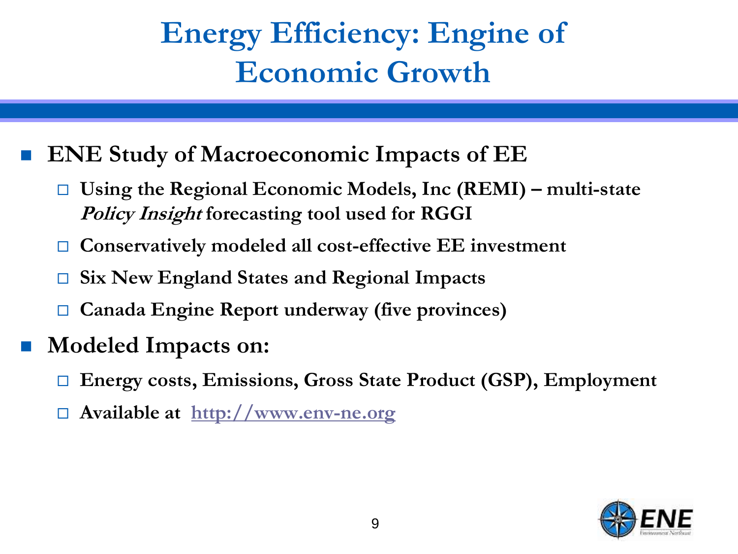# Energy Efficiency: Engine of Economic Growth

- **ENE Study of Macroeconomic Impacts of EE**
  - **Using the Regional Economic Models, Inc (REMI) – multi-state *Policy Insight* forecasting tool used for RGGI**
  - **Conservatively modeled all cost-effective EE investment**
  - **Six New England States and Regional Impacts**
  - **Canada Engine Report underway (five provinces)**
- **Modeled Impacts on:**
  - **Energy costs, Emissions, Gross State Product (GSP), Employment**
  - **Available at [http://www.env-ne.org](http://www.env-ne.org)**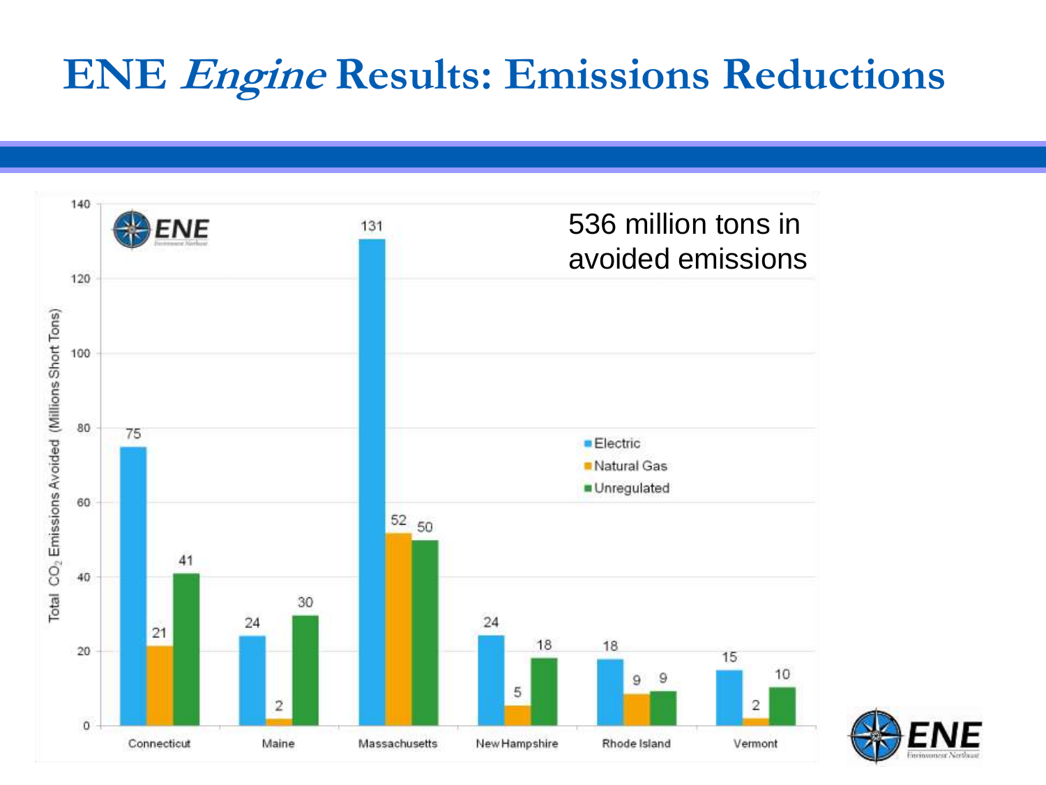# ENE *Engine* Results: Emissions Reductions

536 million tons in avoided emissions

Total $CO_2$ Emissions Avoided (Millions Short Tons)

| State | Electric | Natural Gas | Unregulated |
| --- | --- | --- | --- |
| Connecticut | 75 | 21 | 41 |
| Maine | 24 | 2 | 30 |
| Massachusetts | 131 | 52 | 50 |
| New Hampshire | 24 | 5 | 18 |
| Rhode Island | 18 | 9 | 9 |
| Vermont | 15 | 2 | 10 |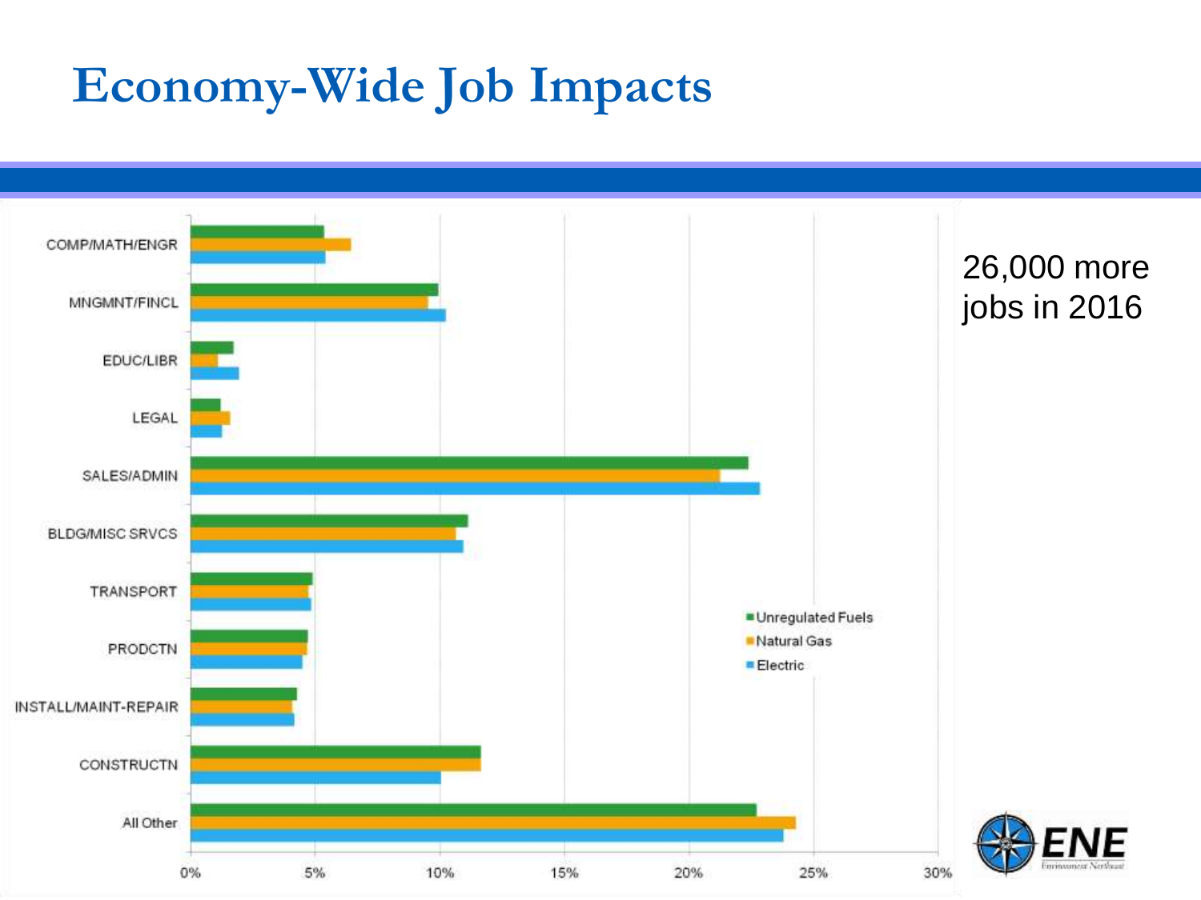# Economy-Wide Job Impacts

26,000 more jobs in 2016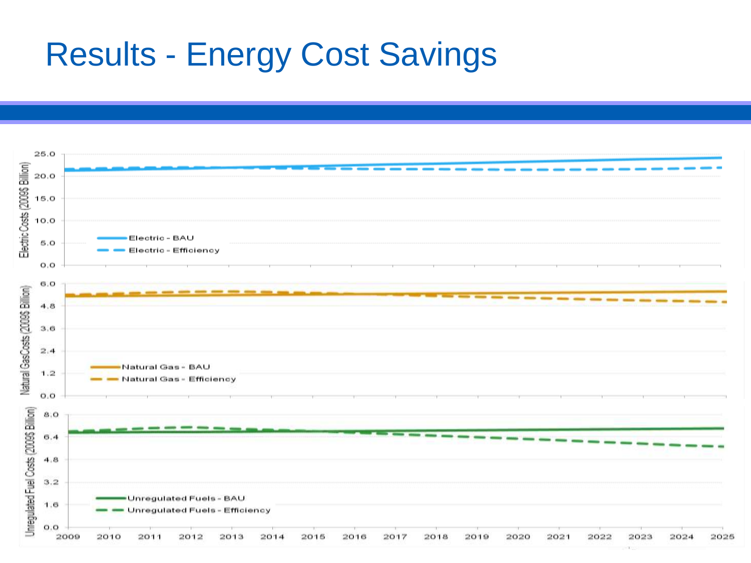# Results - Energy Cost Savings

Electric Costs (2009$ Billion)

- Electric - BAU
- Electric - Efficiency

Natural GasCosts (2009$ Billion)

- Natural Gas - BAU
- Natural Gas - Efficiency

Unregulated Fuel Costs (2009$ Billion)

- Unregulated Fuels - BAU
- Unregulated Fuels - Efficiency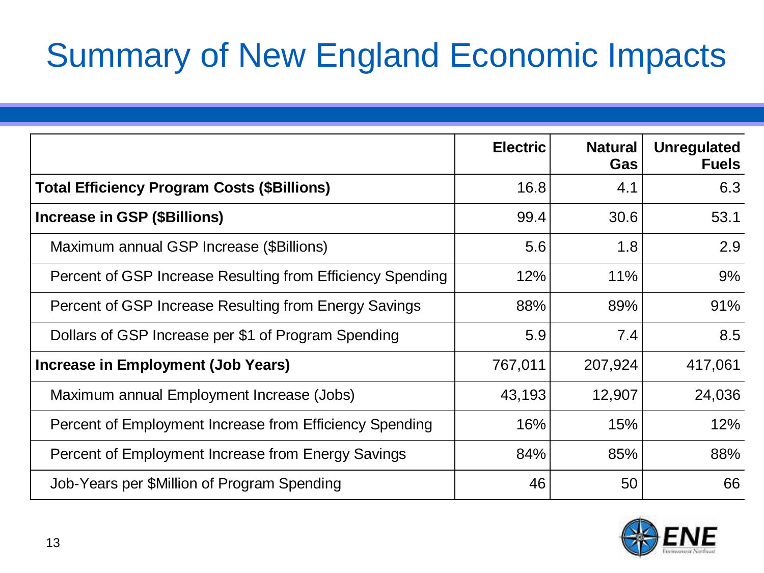# Summary of New England Economic Impacts

| | Electric | Natural Gas | Unregulated Fuels |
|---|---|---|---|
| **Total Efficiency Program Costs ($Billions)** | 16.8 | 4.1 | 6.3 |
| **Increase in GSP ($Billions)** | 99.4 | 30.6 | 53.1 |
| Maximum annual GSP Increase ($Billions) | 5.6 | 1.8 | 2.9 |
| Percent of GSP Increase Resulting from Efficiency Spending | 12% | 11% | 9% |
| Percent of GSP Increase Resulting from Energy Savings | 88% | 89% | 91% |
| Dollars of GSP Increase per $1 of Program Spending | 5.9 | 7.4 | 8.5 |
| **Increase in Employment (Job Years)** | 767,011 | 207,924 | 417,061 |
| Maximum annual Employment Increase (Jobs) | 43,193 | 12,907 | 24,036 |
| Percent of Employment Increase from Efficiency Spending | 16% | 15% | 12% |
| Percent of Employment Increase from Energy Savings | 84% | 85% | 88% |
| Job-Years per $Million of Program Spending | 46 | 50 | 66 |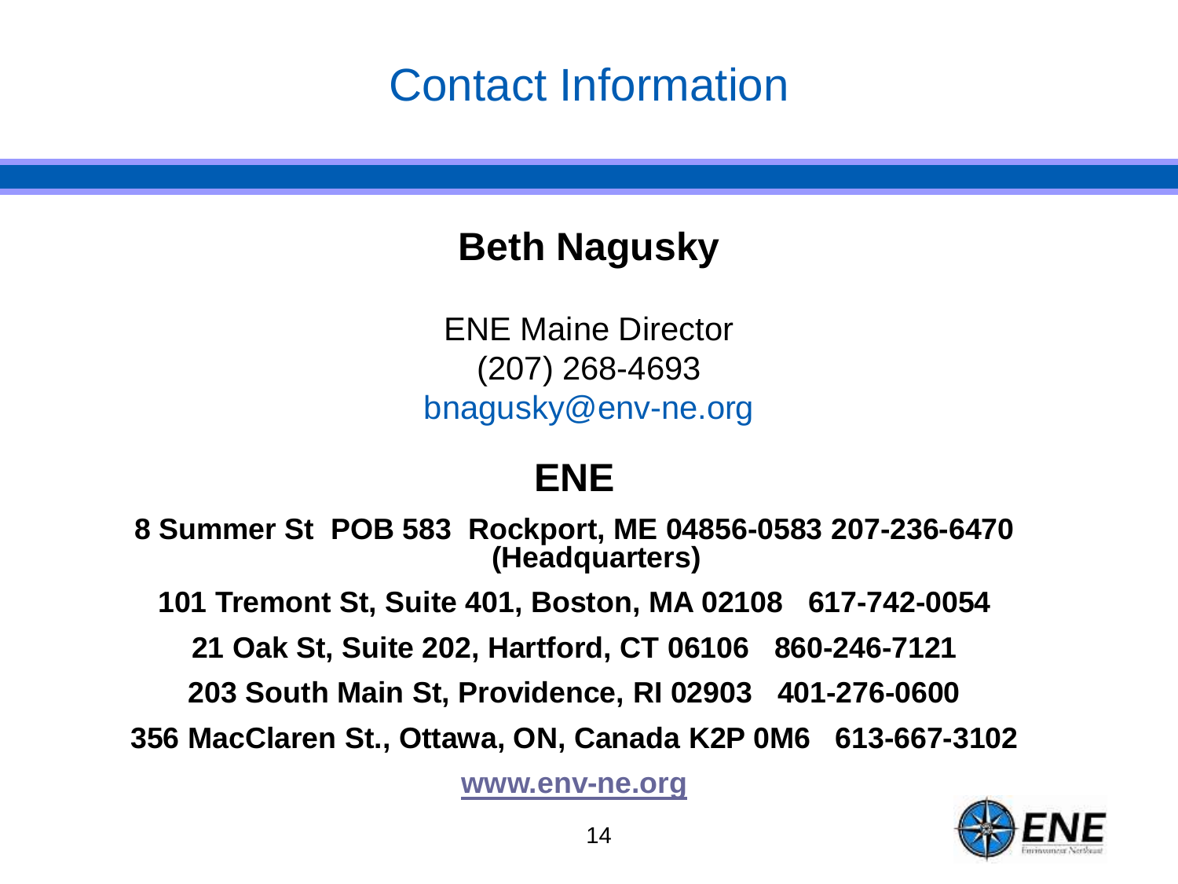# Contact Information

## Beth Nagusky

ENE Maine Director
(207) 268-4693
bnagusky@env-ne.org

## ENE

**8 Summer St POB 583 Rockport, ME 04856-0583 207-236-6470 (Headquarters)**

**101 Tremont St, Suite 401, Boston, MA 02108 617-742-0054**

**21 Oak St, Suite 202, Hartford, CT 06106 860-246-7121**

**203 South Main St, Providence, RI 02903 401-276-0600**

**356 MacClaren St., Ottawa, ON, Canada K2P 0M6 613-667-3102**

**www.env-ne.org**

ENE
Environment Northeast